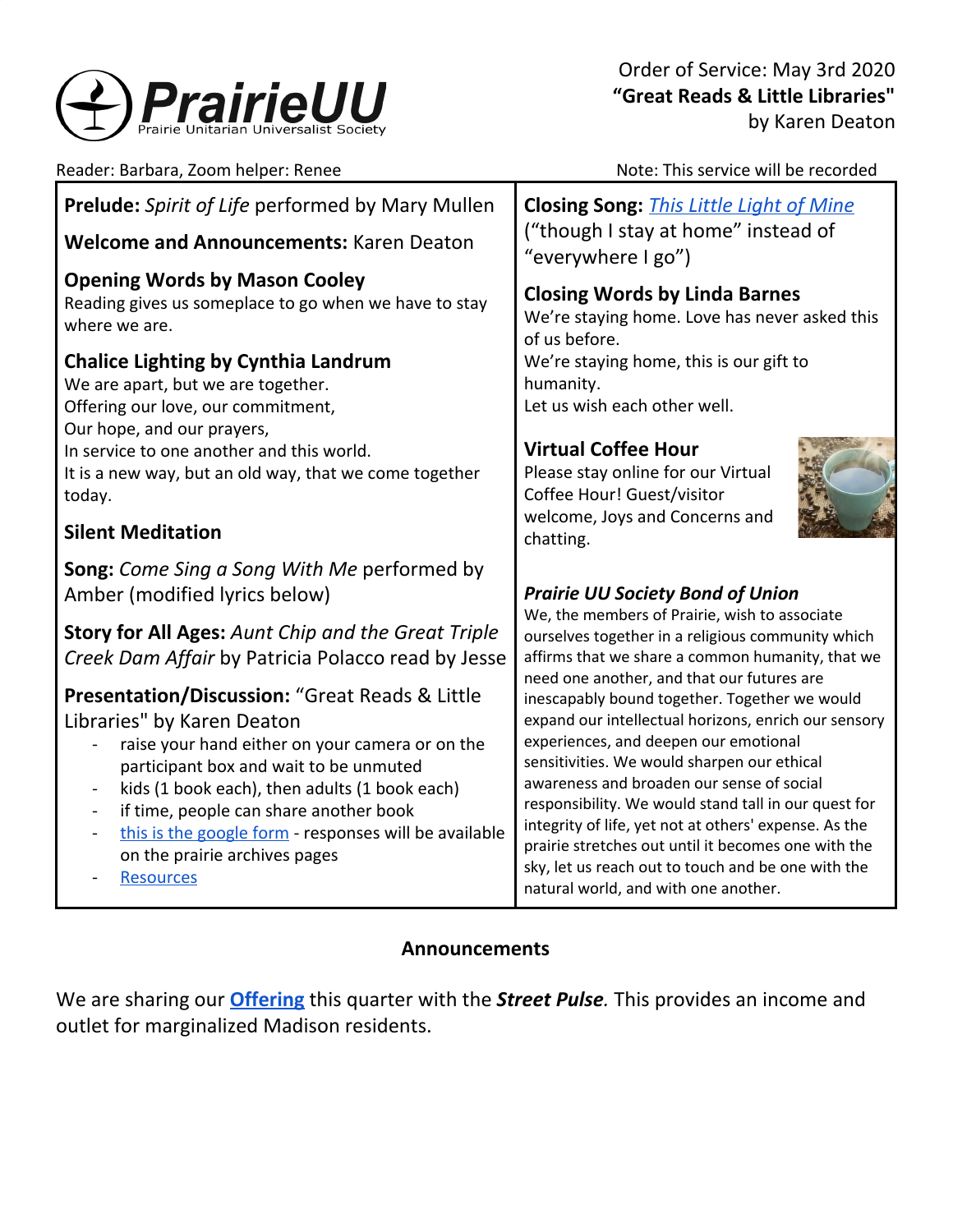PrairieUU
Prairie Unitarian Universalist Society

Order of Service: May 3rd 2020
**"Great Reads & Little Libraries"**
by Karen Deaton

Reader: Barbara, Zoom helper: Renee

Note: This service will be recorded

**Prelude:** *Spirit of Life* performed by Mary Mullen

**Welcome and Announcements:** Karen Deaton

**Opening Words by Mason Cooley**
Reading gives us someplace to go when we have to stay where we are.

**Chalice Lighting by Cynthia Landrum**
We are apart, but we are together.
Offering our love, our commitment,
Our hope, and our prayers,
In service to one another and this world.
It is a new way, but an old way, that we come together today.

**Silent Meditation**

**Song:** *Come Sing a Song With Me* performed by Amber (modified lyrics below)

**Story for All Ages:** *Aunt Chip and the Great Triple Creek Dam Affair* by Patricia Polacco read by Jesse

**Presentation/Discussion:** "Great Reads & Little Libraries" by Karen Deaton

- raise your hand either on your camera or on the participant box and wait to be unmuted
- kids (1 book each), then adults (1 book each)
- if time, people can share another book
- this is the google form - responses will be available on the prairie archives pages
- Resources

**Closing Song:** *This Little Light of Mine* ("though I stay at home" instead of "everywhere I go")

**Closing Words by Linda Barnes**
We're staying home. Love has never asked this of us before.
We're staying home, this is our gift to humanity.
Let us wish each other well.

**Virtual Coffee Hour**
Please stay online for our Virtual Coffee Hour! Guest/visitor welcome, Joys and Concerns and chatting.

***Prairie UU Society Bond of Union***
We, the members of Prairie, wish to associate ourselves together in a religious community which affirms that we share a common humanity, that we need one another, and that our futures are inescapably bound together. Together we would expand our intellectual horizons, enrich our sensory experiences, and deepen our emotional sensitivities. We would sharpen our ethical awareness and broaden our sense of social responsibility. We would stand tall in our quest for integrity of life, yet not at others' expense. As the prairie stretches out until it becomes one with the sky, let us reach out to touch and be one with the natural world, and with one another.

## Announcements

We are sharing our **Offering** this quarter with the ***Street Pulse***. This provides an income and outlet for marginalized Madison residents.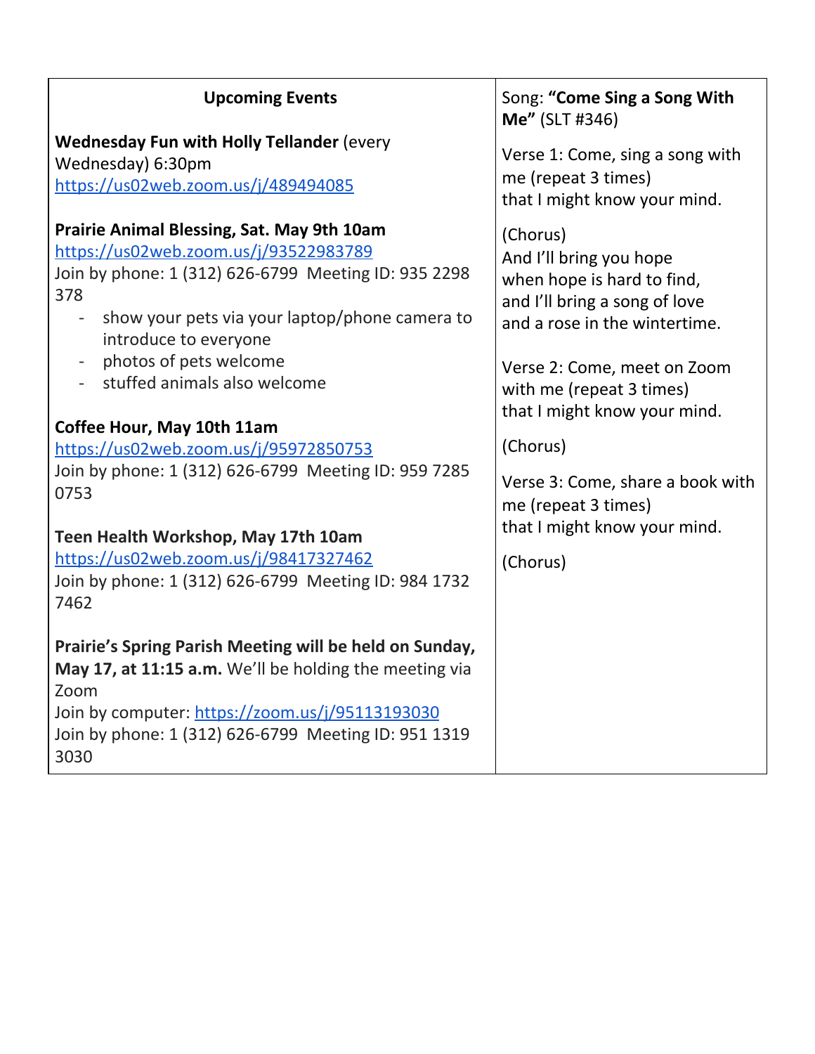## Upcoming Events

**Wednesday Fun with Holly Tellander** (every Wednesday) 6:30pm
https://us02web.zoom.us/j/489494085

**Prairie Animal Blessing, Sat. May 9th 10am**
https://us02web.zoom.us/j/93522983789
Join by phone: 1 (312) 626-6799  Meeting ID: 935 2298 378

- show your pets via your laptop/phone camera to introduce to everyone
- photos of pets welcome
- stuffed animals also welcome

**Coffee Hour, May 10th 11am**
https://us02web.zoom.us/j/95972850753
Join by phone: 1 (312) 626-6799  Meeting ID: 959 7285 0753

**Teen Health Workshop, May 17th 10am**
https://us02web.zoom.us/j/98417327462
Join by phone: 1 (312) 626-6799  Meeting ID: 984 1732 7462

**Prairie's Spring Parish Meeting will be held on Sunday, May 17, at 11:15 a.m.** We'll be holding the meeting via Zoom
Join by computer: https://zoom.us/j/95113193030
Join by phone: 1 (312) 626-6799  Meeting ID: 951 1319 3030

Song: **"Come Sing a Song With Me"** (SLT #346)

Verse 1: Come, sing a song with me (repeat 3 times)
that I might know your mind.

(Chorus)
And I'll bring you hope
when hope is hard to find,
and I'll bring a song of love
and a rose in the wintertime.

Verse 2: Come, meet on Zoom with me (repeat 3 times)
that I might know your mind.

(Chorus)

Verse 3: Come, share a book with me (repeat 3 times)
that I might know your mind.

(Chorus)